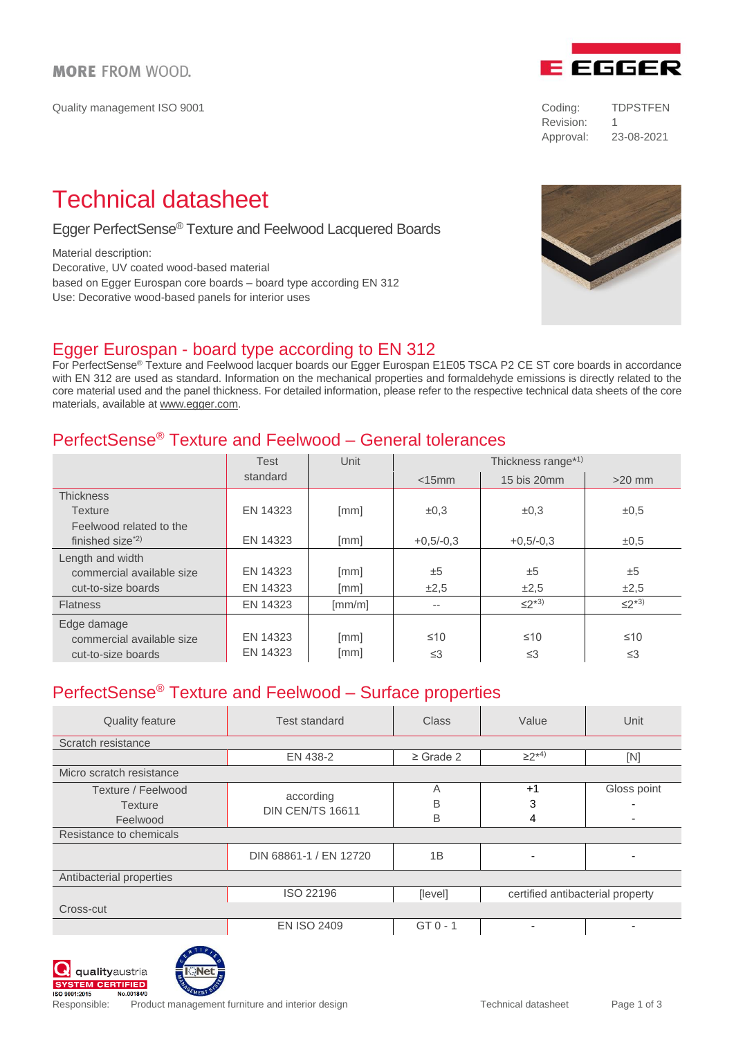MORE FROM WOOD.

Quality management ISO 9001

| Coding: | TDPSTFEN |
|---|---|
| Revision: | 1 |
| Approval: | 23-08-2021 |

# Technical datasheet

## Egger PerfectSense® Texture and Feelwood Lacquered Boards

Material description:
Decorative, UV coated wood-based material
based on Egger Eurospan core boards – board type according EN 312
Use: Decorative wood-based panels for interior uses

## Egger Eurospan - board type according to EN 312

For PerfectSense® Texture and Feelwood lacquer boards our Egger Eurospan E1E05 TSCA P2 CE ST core boards in accordance with EN 312 are used as standard. Information on the mechanical properties and formaldehyde emissions is directly related to the core material used and the panel thickness. For detailed information, please refer to the respective technical data sheets of the core materials, available at www.egger.com.

## PerfectSense® Texture and Feelwood – General tolerances

| | Test standard | Unit | Thickness range*1) | | |
|---|---|---|---|---|---|
| | | | <15mm | 15 bis 20mm | >20 mm |
| Thickness | | | | | |
| Texture | EN 14323 | [mm] | ±0,3 | ±0,3 | ±0,5 |
| Feelwood related to the finished size*2) | EN 14323 | [mm] | +0,5/-0,3 | +0,5/-0,3 | ±0,5 |
| Length and width | | | | | |
| commercial available size | EN 14323 | [mm] | ±5 | ±5 | ±5 |
| cut-to-size boards | EN 14323 | [mm] | ±2,5 | ±2,5 | ±2,5 |
| Flatness | EN 14323 | [mm/m] | -- | ≤2*3) | ≤2*3) |
| Edge damage | | | | | |
| commercial available size | EN 14323 | [mm] | ≤10 | ≤10 | ≤10 |
| cut-to-size boards | EN 14323 | [mm] | ≤3 | ≤3 | ≤3 |

## PerfectSense® Texture and Feelwood – Surface properties

| Quality feature | Test standard | Class | Value | Unit |
|---|---|---|---|---|
| Scratch resistance | | | | |
| | EN 438-2 | ≥ Grade 2 | ≥2*4) | [N] |
| Micro scratch resistance | | | | |
| Texture / Feelwood | according DIN CEN/TS 16611 | A | +1 | Gloss point |
| Texture | | B | 3 | - |
| Feelwood | | B | 4 | - |
| Resistance to chemicals | | | | |
| | DIN 68861-1 / EN 12720 | 1B | - | - |
| Antibacterial properties | | | | |
| | ISO 22196 | [level] | certified antibacterial property | |
| Cross-cut | | | | |
| | EN ISO 2409 | GT 0 - 1 | - | - |

Responsible: Product management furniture and interior design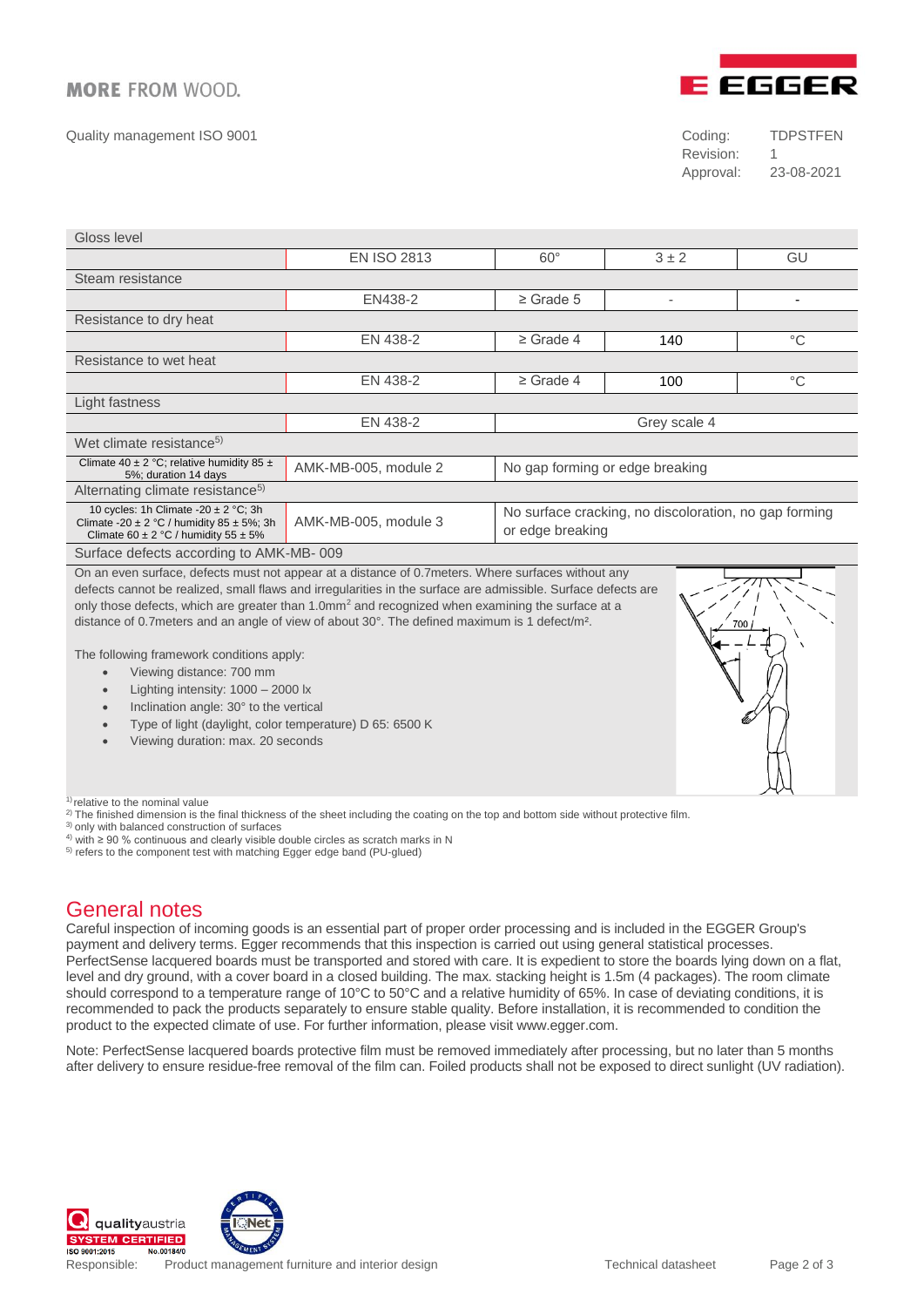| Gloss level | | | | |
|---|---|---|---|---|
| | EN ISO 2813 | 60° | 3 ± 2 | GU |
| Steam resistance | | | | |
| | EN438-2 | ≥ Grade 5 | - | - |
| Resistance to dry heat | | | | |
| | EN 438-2 | ≥ Grade 4 | 140 | °C |
| Resistance to wet heat | | | | |
| | EN 438-2 | ≥ Grade 4 | 100 | °C |
| Light fastness | | | | |
| | EN 438-2 | Grey scale 4 | | |
| Wet climate resistance[5] | | | | |
| Climate 40 ± 2 °C; relative humidity 85 ± 5%; duration 14 days | AMK-MB-005, module 2 | No gap forming or edge breaking | | |
| Alternating climate resistance[5] | | | | |
| 10 cycles: 1h Climate -20 ± 2 °C; 3h Climate -20 ± 2 °C / humidity 85 ± 5%; 3h Climate 60 ± 2 °C / humidity 55 ± 5% | AMK-MB-005, module 3 | No surface cracking, no discoloration, no gap forming or edge breaking | | |
| Surface defects according to AMK-MB- 009 | | | | |

On an even surface, defects must not appear at a distance of 0.7meters. Where surfaces without any defects cannot be realized, small flaws and irregularities in the surface are admissible. Surface defects are only those defects, which are greater than 1.0mm² and recognized when examining the surface at a distance of 0.7meters and an angle of view of about 30°. The defined maximum is 1 defect/m².

The following framework conditions apply:

- Viewing distance: 700 mm
- Lighting intensity: 1000 – 2000 lx
- Inclination angle: 30° to the vertical
- Type of light (daylight, color temperature) D 65: 6500 K
- Viewing duration: max. 20 seconds

[1] relative to the nominal value
[2] The finished dimension is the final thickness of the sheet including the coating on the top and bottom side without protective film.
[3] only with balanced construction of surfaces
[4] with ≥ 90 % continuous and clearly visible double circles as scratch marks in N
[5] refers to the component test with matching Egger edge band (PU-glued)

## General notes

Careful inspection of incoming goods is an essential part of proper order processing and is included in the EGGER Group's payment and delivery terms. Egger recommends that this inspection is carried out using general statistical processes. PerfectSense lacquered boards must be transported and stored with care. It is expedient to store the boards lying down on a flat, level and dry ground, with a cover board in a closed building. The max. stacking height is 1.5m (4 packages). The room climate should correspond to a temperature range of 10°C to 50°C and a relative humidity of 65%. In case of deviating conditions, it is recommended to pack the products separately to ensure stable quality. Before installation, it is recommended to condition the product to the expected climate of use. For further information, please visit www.egger.com.

Note: PerfectSense lacquered boards protective film must be removed immediately after processing, but no later than 5 months after delivery to ensure residue-free removal of the film can. Foiled products shall not be exposed to direct sunlight (UV radiation).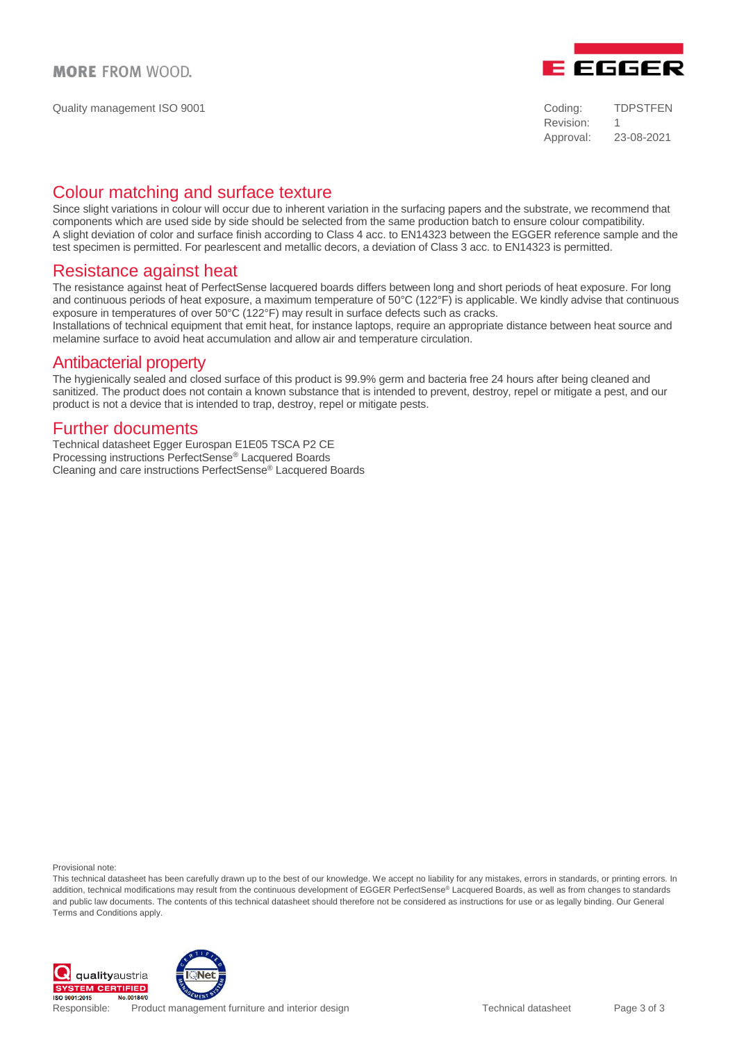## Colour matching and surface texture

Since slight variations in colour will occur due to inherent variation in the surfacing papers and the substrate, we recommend that components which are used side by side should be selected from the same production batch to ensure colour compatibility.
A slight deviation of color and surface finish according to Class 4 acc. to EN14323 between the EGGER reference sample and the test specimen is permitted. For pearlescent and metallic decors, a deviation of Class 3 acc. to EN14323 is permitted.

## Resistance against heat

The resistance against heat of PerfectSense lacquered boards differs between long and short periods of heat exposure. For long and continuous periods of heat exposure, a maximum temperature of 50°C (122°F) is applicable. We kindly advise that continuous exposure in temperatures of over 50°C (122°F) may result in surface defects such as cracks.
Installations of technical equipment that emit heat, for instance laptops, require an appropriate distance between heat source and melamine surface to avoid heat accumulation and allow air and temperature circulation.

## Antibacterial property

The hygienically sealed and closed surface of this product is 99.9% germ and bacteria free 24 hours after being cleaned and sanitized. The product does not contain a known substance that is intended to prevent, destroy, repel or mitigate a pest, and our product is not a device that is intended to trap, destroy, repel or mitigate pests.

## Further documents

Technical datasheet Egger Eurospan E1E05 TSCA P2 CE
Processing instructions PerfectSense® Lacquered Boards
Cleaning and care instructions PerfectSense® Lacquered Boards

Provisional note:

This technical datasheet has been carefully drawn up to the best of our knowledge. We accept no liability for any mistakes, errors in standards, or printing errors. In addition, technical modifications may result from the continuous development of EGGER PerfectSense® Lacquered Boards, as well as from changes to standards and public law documents. The contents of this technical datasheet should therefore not be considered as instructions for use or as legally binding. Our General Terms and Conditions apply.